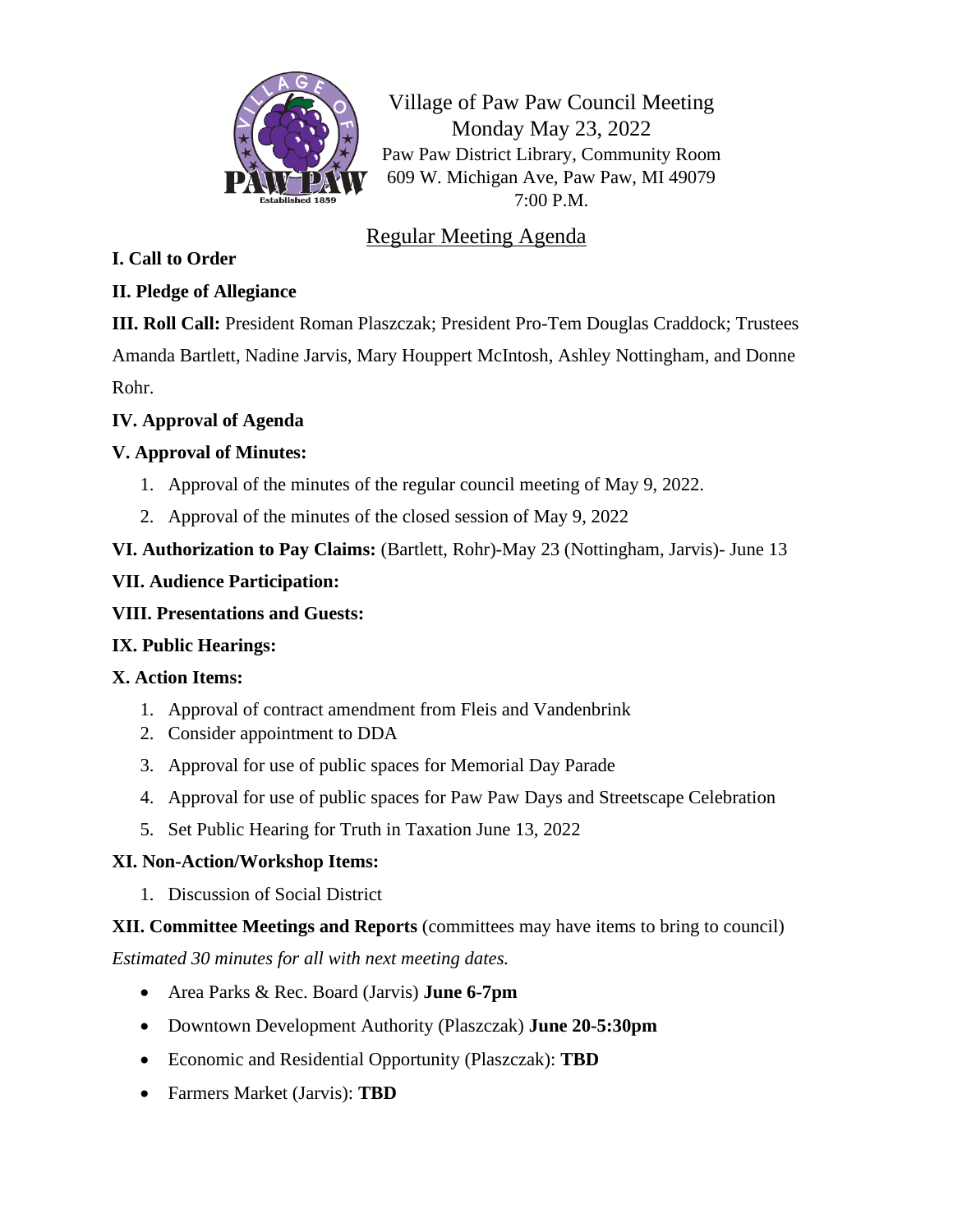# Village of Paw Paw Council Meeting

Monday May 23, 2022
Paw Paw District Library, Community Room
609 W. Michigan Ave, Paw Paw, MI 49079
7:00 P.M.

## Regular Meeting Agenda

**I. Call to Order**

**II. Pledge of Allegiance**

**III. Roll Call:** President Roman Plaszczak; President Pro-Tem Douglas Craddock; Trustees Amanda Bartlett, Nadine Jarvis, Mary Houppert McIntosh, Ashley Nottingham, and Donne Rohr.

**IV. Approval of Agenda**

**V. Approval of Minutes:**

1. Approval of the minutes of the regular council meeting of May 9, 2022.
2. Approval of the minutes of the closed session of May 9, 2022

**VI. Authorization to Pay Claims:** (Bartlett, Rohr)-May 23 (Nottingham, Jarvis)- June 13

**VII. Audience Participation:**

**VIII. Presentations and Guests:**

**IX. Public Hearings:**

**X. Action Items:**

1. Approval of contract amendment from Fleis and Vandenbrink
2. Consider appointment to DDA
3. Approval for use of public spaces for Memorial Day Parade
4. Approval for use of public spaces for Paw Paw Days and Streetscape Celebration
5. Set Public Hearing for Truth in Taxation June 13, 2022

**XI. Non-Action/Workshop Items:**

1. Discussion of Social District

**XII. Committee Meetings and Reports** (committees may have items to bring to council)

*Estimated 30 minutes for all with next meeting dates.*

- Area Parks & Rec. Board (Jarvis) **June 6-7pm**
- Downtown Development Authority (Plaszczak) **June 20-5:30pm**
- Economic and Residential Opportunity (Plaszczak): **TBD**
- Farmers Market (Jarvis): **TBD**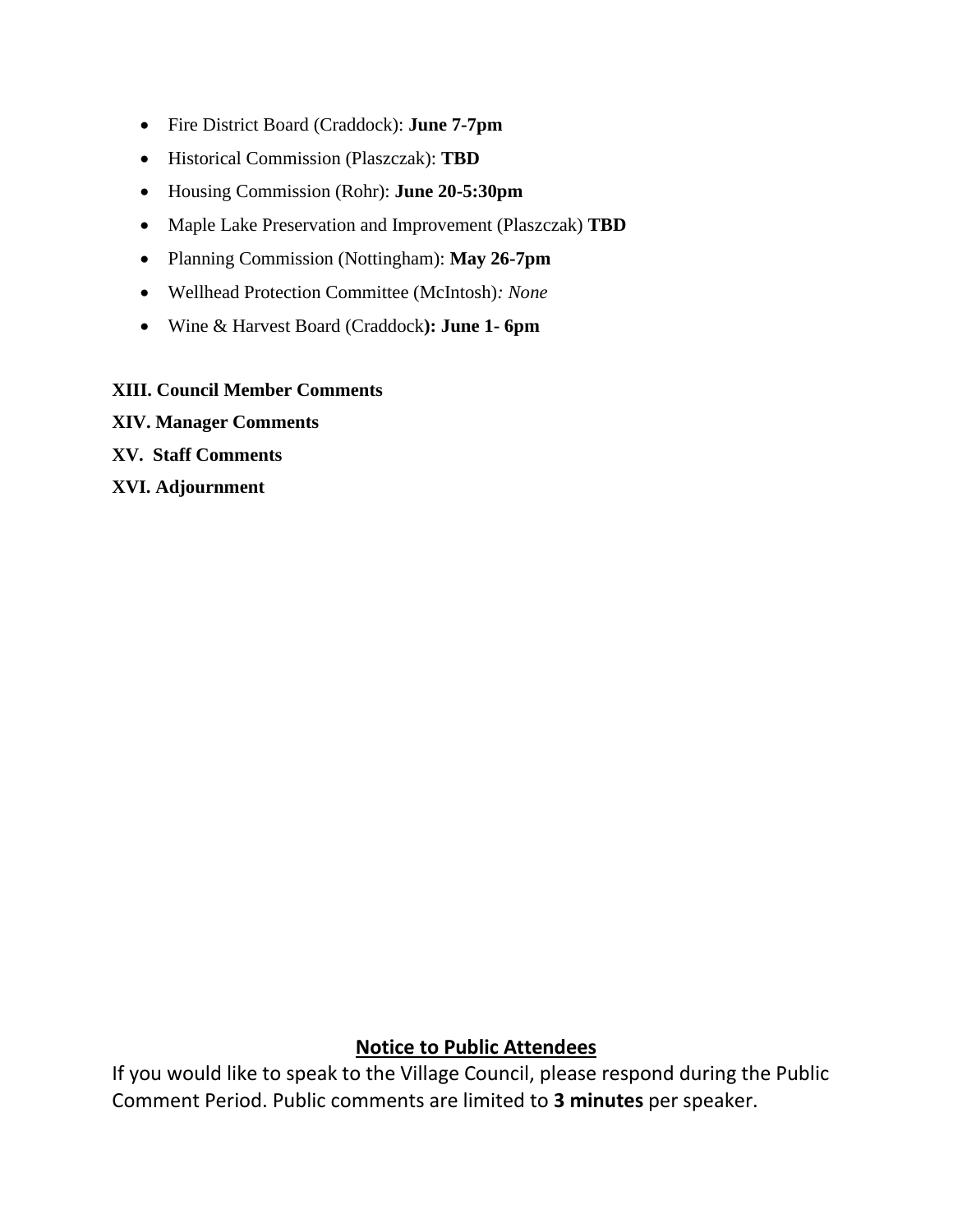- Fire District Board (Craddock): **June 7-7pm**
- Historical Commission (Plaszczak): **TBD**
- Housing Commission (Rohr): **June 20-5:30pm**
- Maple Lake Preservation and Improvement (Plaszczak) **TBD**
- Planning Commission (Nottingham): **May 26-7pm**
- Wellhead Protection Committee (McIntosh)*: None*
- Wine & Harvest Board (Craddock**): June 1- 6pm**

**XIII. Council Member Comments**

**XIV. Manager Comments**

**XV. Staff Comments**

**XVI. Adjournment**

## Notice to Public Attendees

If you would like to speak to the Village Council, please respond during the Public Comment Period. Public comments are limited to **3 minutes** per speaker.